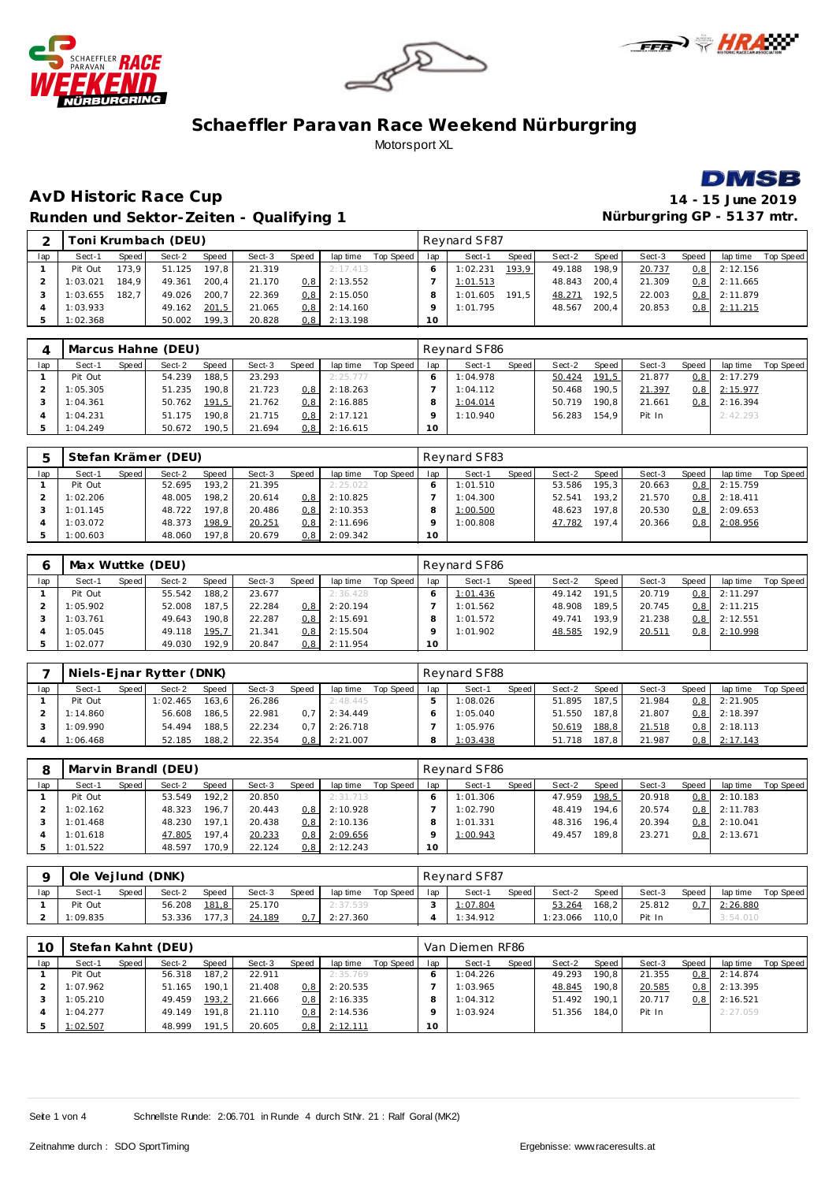# Schaeffler Paravan Race Weekend Nürburgring

Motorsport XL

## AvD Historic Race Cup

**14 - 15 June 2019**

### Runden und Sektor-Zeiten - Qualifying 1

**Nürburgring GP - 5137 mtr.**

| 2 | Toni Krumbach (DEU) | | | | | | | | Reynard SF87 | | | | | | | | |
|---|---|---|---|---|---|---|---|---|---|---|---|---|---|---|---|---|---|
| lap | Sect-1 | Speed | Sect-2 | Speed | Sect-3 | Speed | lap time | Top Speed | lap | Sect-1 | Speed | Sect-2 | Speed | Sect-3 | Speed | lap time | Top Speed |
| 1 | Pit Out | 173,9 | 51.125 | 197,8 | 21.319 | | 2:17.413 | | 6 | 1:02.231 | 193,9 | 49.188 | 198,9 | 20.737 | 0,8 | 2:12.156 | |
| 2 | 1:03.021 | 184,9 | 49.361 | 200,4 | 21.170 | 0,8 | 2:13.552 | | 7 | 1:01.513 | | 48.843 | 200,4 | 21.309 | 0,8 | 2:11.665 | |
| 3 | 1:03.655 | 182,7 | 49.026 | 200,7 | 22.369 | 0,8 | 2:15.050 | | 8 | 1:01.605 | 191,5 | 48.271 | 192,5 | 22.003 | 0,8 | 2:11.879 | |
| 4 | 1:03.933 | | 49.162 | 201,5 | 21.065 | 0,8 | 2:14.160 | | 9 | 1:01.795 | | 48.567 | 200,4 | 20.853 | 0,8 | 2:11.215 | |
| 5 | 1:02.368 | | 50.002 | 199,3 | 20.828 | 0,8 | 2:13.198 | | 10 | | | | | | | | |

| 4 | Marcus Hahne (DEU) | | | | | | | | Reynard SF86 | | | | | | | | |
|---|---|---|---|---|---|---|---|---|---|---|---|---|---|---|---|---|---|
| lap | Sect-1 | Speed | Sect-2 | Speed | Sect-3 | Speed | lap time | Top Speed | lap | Sect-1 | Speed | Sect-2 | Speed | Sect-3 | Speed | lap time | Top Speed |
| 1 | Pit Out | | 54.239 | 188,5 | 23.293 | | 2:25.777 | | 6 | 1:04.978 | | 50.424 | 191,5 | 21.877 | 0,8 | 2:17.279 | |
| 2 | 1:05.305 | | 51.235 | 190,8 | 21.723 | 0,8 | 2:18.263 | | 7 | 1:04.112 | | 50.468 | 190,5 | 21.397 | 0,8 | 2:15.977 | |
| 3 | 1:04.361 | | 50.762 | 191,5 | 21.762 | 0,8 | 2:16.885 | | 8 | 1:04.014 | | 50.719 | 190,8 | 21.661 | 0,8 | 2:16.394 | |
| 4 | 1:04.231 | | 51.175 | 190,8 | 21.715 | 0,8 | 2:17.121 | | 9 | 1:10.940 | | 56.283 | 154,9 | Pit In | | 2:42.293 | |
| 5 | 1:04.249 | | 50.672 | 190,5 | 21.694 | 0,8 | 2:16.615 | | 10 | | | | | | | | |

| 5 | Stefan Krämer (DEU) | | | | | | | | Reynard SF83 | | | | | | | | |
|---|---|---|---|---|---|---|---|---|---|---|---|---|---|---|---|---|---|
| lap | Sect-1 | Speed | Sect-2 | Speed | Sect-3 | Speed | lap time | Top Speed | lap | Sect-1 | Speed | Sect-2 | Speed | Sect-3 | Speed | lap time | Top Speed |
| 1 | Pit Out | | 52.695 | 193,2 | 21.395 | | 2:25.022 | | 6 | 1:01.510 | | 53.586 | 195,3 | 20.663 | 0,8 | 2:15.759 | |
| 2 | 1:02.206 | | 48.005 | 198,2 | 20.614 | 0,8 | 2:10.825 | | 7 | 1:04.300 | | 52.541 | 193,2 | 21.570 | 0,8 | 2:18.411 | |
| 3 | 1:01.145 | | 48.722 | 197,8 | 20.486 | 0,8 | 2:10.353 | | 8 | 1:00.500 | | 48.623 | 197,8 | 20.530 | 0,8 | 2:09.653 | |
| 4 | 1:03.072 | | 48.373 | 198,9 | 20.251 | 0,8 | 2:11.696 | | 9 | 1:00.808 | | 47.782 | 197,4 | 20.366 | 0,8 | 2:08.956 | |
| 5 | 1:00.603 | | 48.060 | 197,8 | 20.679 | 0,8 | 2:09.342 | | 10 | | | | | | | | |

| 6 | Max Wuttke (DEU) | | | | | | | | Reynard SF86 | | | | | | | | |
|---|---|---|---|---|---|---|---|---|---|---|---|---|---|---|---|---|---|
| lap | Sect-1 | Speed | Sect-2 | Speed | Sect-3 | Speed | lap time | Top Speed | lap | Sect-1 | Speed | Sect-2 | Speed | Sect-3 | Speed | lap time | Top Speed |
| 1 | Pit Out | | 55.542 | 188,2 | 23.677 | | 2:36.428 | | 6 | 1:01.436 | | 49.142 | 191,5 | 20.719 | 0,8 | 2:11.297 | |
| 2 | 1:05.902 | | 52.008 | 187,5 | 22.284 | 0,8 | 2:20.194 | | 7 | 1:01.562 | | 48.908 | 189,5 | 20.745 | 0,8 | 2:11.215 | |
| 3 | 1:03.761 | | 49.643 | 190,8 | 22.287 | 0,8 | 2:15.691 | | 8 | 1:01.572 | | 49.741 | 193,9 | 21.238 | 0,8 | 2:12.551 | |
| 4 | 1:05.045 | | 49.118 | 195,7 | 21.341 | 0,8 | 2:15.504 | | 9 | 1:01.902 | | 48.585 | 192,9 | 20.511 | 0,8 | 2:10.998 | |
| 5 | 1:02.077 | | 49.030 | 192,9 | 20.847 | 0,8 | 2:11.954 | | 10 | | | | | | | | |

| 7 | Niels-Ejnar Rytter (DNK) | | | | | | | | Reynard SF88 | | | | | | | | |
|---|---|---|---|---|---|---|---|---|---|---|---|---|---|---|---|---|---|
| lap | Sect-1 | Speed | Sect-2 | Speed | Sect-3 | Speed | lap time | Top Speed | lap | Sect-1 | Speed | Sect-2 | Speed | Sect-3 | Speed | lap time | Top Speed |
| 1 | Pit Out | | 1:02.465 | 163,6 | 26.286 | | 2:48.445 | | 5 | 1:08.026 | | 51.895 | 187,5 | 21.984 | 0,8 | 2:21.905 | |
| 2 | 1:14.860 | | 56.608 | 186,5 | 22.981 | 0,7 | 2:34.449 | | 6 | 1:05.040 | | 51.550 | 187,8 | 21.807 | 0,8 | 2:18.397 | |
| 3 | 1:09.990 | | 54.494 | 188,5 | 22.234 | 0,7 | 2:26.718 | | 7 | 1:05.976 | | 50.619 | 188,8 | 21.518 | 0,8 | 2:18.113 | |
| 4 | 1:06.468 | | 52.185 | 188,2 | 22.354 | 0,8 | 2:21.007 | | 8 | 1:03.438 | | 51.718 | 187,8 | 21.987 | 0,8 | 2:17.143 | |

| 8 | Marvin Brandl (DEU) | | | | | | | | Reynard SF86 | | | | | | | | |
|---|---|---|---|---|---|---|---|---|---|---|---|---|---|---|---|---|---|
| lap | Sect-1 | Speed | Sect-2 | Speed | Sect-3 | Speed | lap time | Top Speed | lap | Sect-1 | Speed | Sect-2 | Speed | Sect-3 | Speed | lap time | Top Speed |
| 1 | Pit Out | | 53.549 | 192,2 | 20.850 | | 2:31.713 | | 6 | 1:01.306 | | 47.959 | 198,5 | 20.918 | 0,8 | 2:10.183 | |
| 2 | 1:02.162 | | 48.323 | 196,7 | 20.443 | 0,8 | 2:10.928 | | 7 | 1:02.790 | | 48.419 | 194,6 | 20.574 | 0,8 | 2:11.783 | |
| 3 | 1:01.468 | | 48.230 | 197,1 | 20.438 | 0,8 | 2:10.136 | | 8 | 1:01.331 | | 48.316 | 196,4 | 20.394 | 0,8 | 2:10.041 | |
| 4 | 1:01.618 | | 47.805 | 197,4 | 20.233 | 0,8 | 2:09.656 | | 9 | 1:00.943 | | 49.457 | 189,8 | 23.271 | 0,8 | 2:13.671 | |
| 5 | 1:01.522 | | 48.597 | 170,9 | 22.124 | 0,8 | 2:12.243 | | 10 | | | | | | | | |

| 9 | Ole Vejlund (DNK) | | | | | | | | Reynard SF87 | | | | | | | | |
|---|---|---|---|---|---|---|---|---|---|---|---|---|---|---|---|---|---|
| lap | Sect-1 | Speed | Sect-2 | Speed | Sect-3 | Speed | lap time | Top Speed | lap | Sect-1 | Speed | Sect-2 | Speed | Sect-3 | Speed | lap time | Top Speed |
| 1 | Pit Out | | 56.208 | 181,8 | 25.170 | | 2:37.539 | | 3 | 1:07.804 | | 53.264 | 168,2 | 25.812 | 0,7 | 2:26.880 | |
| 2 | 1:09.835 | | 53.336 | 177,3 | 24.189 | 0,7 | 2:27.360 | | 4 | 1:34.912 | | 1:23.066 | 110,0 | Pit In | | 3:54.010 | |

| 10 | Stefan Kahnt (DEU) | | | | | | | | Van Diemen RF86 | | | | | | | | |
|---|---|---|---|---|---|---|---|---|---|---|---|---|---|---|---|---|---|
| lap | Sect-1 | Speed | Sect-2 | Speed | Sect-3 | Speed | lap time | Top Speed | lap | Sect-1 | Speed | Sect-2 | Speed | Sect-3 | Speed | lap time | Top Speed |
| 1 | Pit Out | | 56.318 | 187,2 | 22.911 | | 2:35.769 | | 6 | 1:04.226 | | 49.293 | 190,8 | 21.355 | 0,8 | 2:14.874 | |
| 2 | 1:07.962 | | 51.165 | 190,1 | 21.408 | 0,8 | 2:20.535 | | 7 | 1:03.965 | | 48.845 | 190,8 | 20.585 | 0,8 | 2:13.395 | |
| 3 | 1:05.210 | | 49.459 | 193,2 | 21.666 | 0,8 | 2:16.335 | | 8 | 1:04.312 | | 51.492 | 190,1 | 20.717 | 0,8 | 2:16.521 | |
| 4 | 1:04.277 | | 49.149 | 191,8 | 21.110 | 0,8 | 2:14.536 | | 9 | 1:03.924 | | 51.356 | 184,0 | Pit In | | 2:27.059 | |
| 5 | 1:02.507 | | 48.999 | 191,5 | 20.605 | 0,8 | 2:12.111 | | 10 | | | | | | | | |

Schnellste Runde: 2:06.701 in Runde 4 durch StNr. 21 : Ralf Goral (MK2)

Zeitnahme durch : SDO SportTiming

Ergebnisse: www.raceresults.at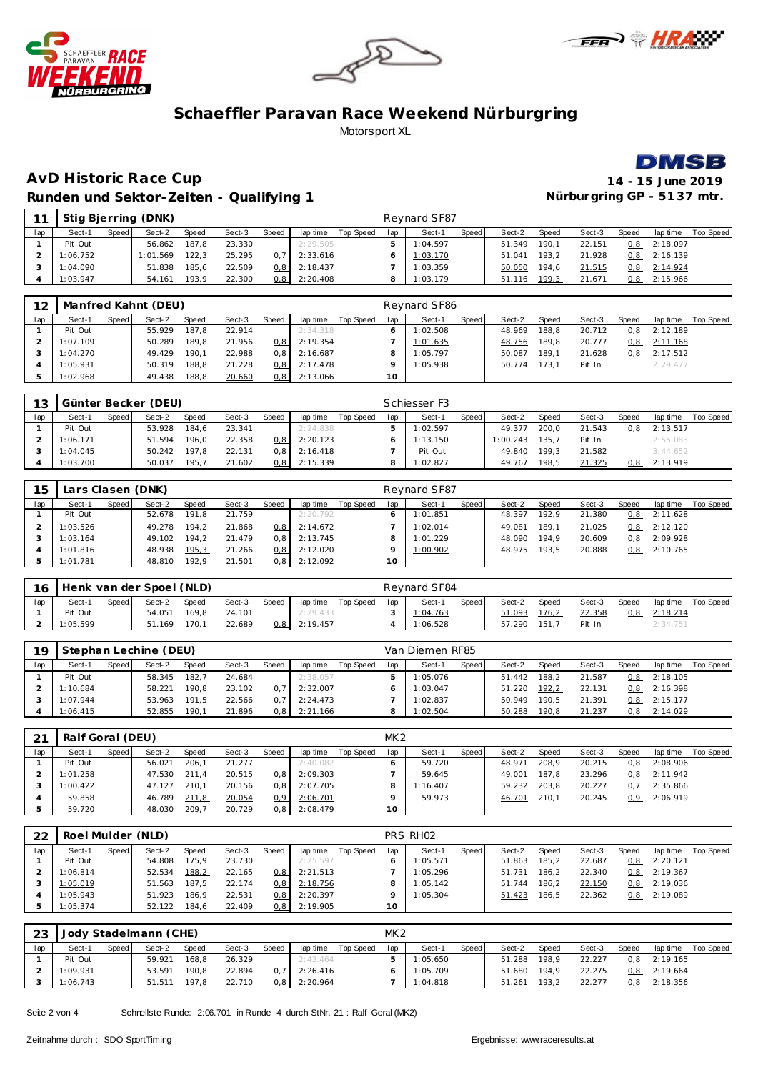# Schaeffler Paravan Race Weekend Nürburgring

Motorsport XL

## AvD Historic Race Cup

**14 - 15 June 2019**

### Runden und Sektor-Zeiten - Qualifying 1

**Nürburgring GP - 5137 mtr.**

| 11 | Stig Bjerring (DNK) | | | | | | | | | Reynard SF87 | | | | | | | | | |
|---|---|---|---|---|---|---|---|---|---|---|---|---|---|---|---|---|---|---|---|
| lap | Sect-1 | Speed | Sect-2 | Speed | Sect-3 | Speed | lap time | Top Speed | lap | Sect-1 | Speed | Sect-2 | Speed | Sect-3 | Speed | lap time | Top Speed |
| 1 | Pit Out | | 56.862 | 187,8 | 23.330 | | 2:29.505 | | 5 | 1:04.597 | | 51.349 | 190,1 | 22.151 | 0,8 | 2:18.097 | |
| 2 | 1:06.752 | | 1:01.569 | 122,3 | 25.295 | 0,7 | 2:33.616 | | 6 | 1:03.170 | | 51.041 | 193,2 | 21.928 | 0,8 | 2:16.139 | |
| 3 | 1:04.090 | | 51.838 | 185,6 | 22.509 | 0,8 | 2:18.437 | | 7 | 1:03.359 | | 50.050 | 194,6 | 21.515 | 0,8 | 2:14.924 | |
| 4 | 1:03.947 | | 54.161 | 193,9 | 22.300 | 0,8 | 2:20.408 | | 8 | 1:03.179 | | 51.116 | 199,3 | 21.671 | 0,8 | 2:15.966 | |

| 12 | Manfred Kahnt (DEU) | | | | | | | | Reynard SF86 | | | | | | | | |
|---|---|---|---|---|---|---|---|---|---|---|---|---|---|---|---|---|---|
| lap | Sect-1 | Speed | Sect-2 | Speed | Sect-3 | Speed | lap time | Top Speed | lap | Sect-1 | Speed | Sect-2 | Speed | Sect-3 | Speed | lap time | Top Speed |
| 1 | Pit Out | | 55.929 | 187,8 | 22.914 | | 2:34.318 | | 6 | 1:02.508 | | 48.969 | 188,8 | 20.712 | 0,8 | 2:12.189 | |
| 2 | 1:07.109 | | 50.289 | 189,8 | 21.956 | 0,8 | 2:19.354 | | 7 | 1:01.635 | | 48.756 | 189,8 | 20.777 | 0,8 | 2:11.168 | |
| 3 | 1:04.270 | | 49.429 | 190,1 | 22.988 | 0,8 | 2:16.687 | | 8 | 1:05.797 | | 50.087 | 189,1 | 21.628 | 0,8 | 2:17.512 | |
| 4 | 1:05.931 | | 50.319 | 188,8 | 21.228 | 0,8 | 2:17.478 | | 9 | 1:05.938 | | 50.774 | 173,1 | Pit In | | 2:29.477 | |
| 5 | 1:02.968 | | 49.438 | 188,8 | 20.660 | 0,8 | 2:13.066 | | 10 | | | | | | | | |

| 13 | Günter Becker (DEU) | | | | | | | | Schiesser F3 | | | | | | | | |
|---|---|---|---|---|---|---|---|---|---|---|---|---|---|---|---|---|---|
| lap | Sect-1 | Speed | Sect-2 | Speed | Sect-3 | Speed | lap time | Top Speed | lap | Sect-1 | Speed | Sect-2 | Speed | Sect-3 | Speed | lap time | Top Speed |
| 1 | Pit Out | | 53.928 | 184,6 | 23.341 | | 2:24.838 | | 5 | 1:02.597 | | 49.377 | 200,0 | 21.543 | 0,8 | 2:13.517 | |
| 2 | 1:06.171 | | 51.594 | 196,0 | 22.358 | 0,8 | 2:20.123 | | 6 | 1:13.150 | | 1:00.243 | 135,7 | Pit In | | 2:55.083 | |
| 3 | 1:04.045 | | 50.242 | 197,8 | 22.131 | 0,8 | 2:16.418 | | 7 | Pit Out | | 49.840 | 199,3 | 21.582 | | 3:44.652 | |
| 4 | 1:03.700 | | 50.037 | 195,7 | 21.602 | 0,8 | 2:15.339 | | 8 | 1:02.827 | | 49.767 | 198,5 | 21.325 | 0,8 | 2:13.919 | |

| 15 | Lars Clasen (DNK) | | | | | | | | Reynard SF87 | | | | | | | | |
|---|---|---|---|---|---|---|---|---|---|---|---|---|---|---|---|---|---|
| lap | Sect-1 | Speed | Sect-2 | Speed | Sect-3 | Speed | lap time | Top Speed | lap | Sect-1 | Speed | Sect-2 | Speed | Sect-3 | Speed | lap time | Top Speed |
| 1 | Pit Out | | 52.678 | 191,8 | 21.759 | | 2:20.792 | | 6 | 1:01.851 | | 48.397 | 192,9 | 21.380 | 0,8 | 2:11.628 | |
| 2 | 1:03.526 | | 49.278 | 194,2 | 21.868 | 0,8 | 2:14.672 | | 7 | 1:02.014 | | 49.081 | 189,1 | 21.025 | 0,8 | 2:12.120 | |
| 3 | 1:03.164 | | 49.102 | 194,2 | 21.479 | 0,8 | 2:13.745 | | 8 | 1:01.229 | | 48.090 | 194,9 | 20.609 | 0,8 | 2:09.928 | |
| 4 | 1:01.816 | | 48.938 | 195,3 | 21.266 | 0,8 | 2:12.020 | | 9 | 1:00.902 | | 48.975 | 193,5 | 20.888 | 0,8 | 2:10.765 | |
| 5 | 1:01.781 | | 48.810 | 192,9 | 21.501 | 0,8 | 2:12.092 | | 10 | | | | | | | | |

| 16 | Henk van der Spoel (NLD) | | | | | | | | Reynard SF84 | | | | | | | | |
|---|---|---|---|---|---|---|---|---|---|---|---|---|---|---|---|---|---|
| lap | Sect-1 | Speed | Sect-2 | Speed | Sect-3 | Speed | lap time | Top Speed | lap | Sect-1 | Speed | Sect-2 | Speed | Sect-3 | Speed | lap time | Top Speed |
| 1 | Pit Out | | 54.051 | 169,8 | 24.101 | | 2:29.433 | | 3 | 1:04.763 | | 51.093 | 176,2 | 22.358 | 0,8 | 2:18.214 | |
| 2 | 1:05.599 | | 51.169 | 170,1 | 22.689 | 0,8 | 2:19.457 | | 4 | 1:06.528 | | 57.290 | 151,7 | Pit In | | 2:34.751 | |

| 19 | Stephan Lechine (DEU) | | | | | | | | Van Diemen RF85 | | | | | | | | |
|---|---|---|---|---|---|---|---|---|---|---|---|---|---|---|---|---|---|
| lap | Sect-1 | Speed | Sect-2 | Speed | Sect-3 | Speed | lap time | Top Speed | lap | Sect-1 | Speed | Sect-2 | Speed | Sect-3 | Speed | lap time | Top Speed |
| 1 | Pit Out | | 58.345 | 182,7 | 24.684 | | 2:38.057 | | 5 | 1:05.076 | | 51.442 | 188,2 | 21.587 | 0,8 | 2:18.105 | |
| 2 | 1:10.684 | | 58.221 | 190,8 | 23.102 | 0,7 | 2:32.007 | | 6 | 1:03.047 | | 51.220 | 192,2 | 22.131 | 0,8 | 2:16.398 | |
| 3 | 1:07.944 | | 53.963 | 191,5 | 22.566 | 0,7 | 2:24.473 | | 7 | 1:02.837 | | 50.949 | 190,5 | 21.391 | 0,8 | 2:15.177 | |
| 4 | 1:06.415 | | 52.855 | 190,1 | 21.896 | 0,8 | 2:21.166 | | 8 | 1:02.504 | | 50.288 | 190,8 | 21.237 | 0,8 | 2:14.029 | |

| 21 | Ralf Goral (DEU) | | | | | | | | MK2 | | | | | | | | |
|---|---|---|---|---|---|---|---|---|---|---|---|---|---|---|---|---|---|
| lap | Sect-1 | Speed | Sect-2 | Speed | Sect-3 | Speed | lap time | Top Speed | lap | Sect-1 | Speed | Sect-2 | Speed | Sect-3 | Speed | lap time | Top Speed |
| 1 | Pit Out | | 56.021 | 206,1 | 21.277 | | 2:40.082 | | 6 | 59.720 | | 48.971 | 208,9 | 20.215 | 0,8 | 2:08.906 | |
| 2 | 1:01.258 | | 47.530 | 211,4 | 20.515 | 0,8 | 2:09.303 | | 7 | 59.645 | | 49.001 | 187,8 | 23.296 | 0,8 | 2:11.942 | |
| 3 | 1:00.422 | | 47.127 | 210,1 | 20.156 | 0,8 | 2:07.705 | | 8 | 1:16.407 | | 59.232 | 203,8 | 20.227 | 0,7 | 2:35.866 | |
| 4 | 59.858 | | 46.789 | 211,8 | 20.054 | 0,9 | 2:06.701 | | 9 | 59.973 | | 46.701 | 210,1 | 20.245 | 0,9 | 2:06.919 | |
| 5 | 59.720 | | 48.030 | 209,7 | 20.729 | 0,8 | 2:08.479 | | 10 | | | | | | | | |

| 22 | Roel Mulder (NLD) | | | | | | | | PRS RH02 | | | | | | | | |
|---|---|---|---|---|---|---|---|---|---|---|---|---|---|---|---|---|---|
| lap | Sect-1 | Speed | Sect-2 | Speed | Sect-3 | Speed | lap time | Top Speed | lap | Sect-1 | Speed | Sect-2 | Speed | Sect-3 | Speed | lap time | Top Speed |
| 1 | Pit Out | | 54.808 | 175,9 | 23.730 | | 2:25.597 | | 6 | 1:05.571 | | 51.863 | 185,2 | 22.687 | 0,8 | 2:20.121 | |
| 2 | 1:06.814 | | 52.534 | 188,2 | 22.165 | 0,8 | 2:21.513 | | 7 | 1:05.296 | | 51.731 | 186,2 | 22.340 | 0,8 | 2:19.367 | |
| 3 | 1:05.019 | | 51.563 | 187,5 | 22.174 | 0,8 | 2:18.756 | | 8 | 1:05.142 | | 51.744 | 186,2 | 22.150 | 0,8 | 2:19.036 | |
| 4 | 1:05.943 | | 51.923 | 186,9 | 22.531 | 0,8 | 2:20.397 | | 9 | 1:05.304 | | 51.423 | 186,5 | 22.362 | 0,8 | 2:19.089 | |
| 5 | 1:05.374 | | 52.122 | 184,6 | 22.409 | 0,8 | 2:19.905 | | 10 | | | | | | | | |

| 23 | Jody Stadelmann (CHE) | | | | | | | | MK2 | | | | | | | | |
|---|---|---|---|---|---|---|---|---|---|---|---|---|---|---|---|---|---|
| lap | Sect-1 | Speed | Sect-2 | Speed | Sect-3 | Speed | lap time | Top Speed | lap | Sect-1 | Speed | Sect-2 | Speed | Sect-3 | Speed | lap time | Top Speed |
| 1 | Pit Out | | 59.921 | 168,8 | 26.329 | | 2:43.464 | | 5 | 1:05.650 | | 51.288 | 198,9 | 22.227 | 0,8 | 2:19.165 | |
| 2 | 1:09.931 | | 53.591 | 190,8 | 22.894 | 0,7 | 2:26.416 | | 6 | 1:05.709 | | 51.680 | 194,9 | 22.275 | 0,8 | 2:19.664 | |
| 3 | 1:06.743 | | 51.511 | 197,8 | 22.710 | 0,8 | 2:20.964 | | 7 | 1:04.818 | | 51.261 | 193,2 | 22.277 | 0,8 | 2:18.356 | |

Schnellste Runde: 2:06.701 in Runde 4 durch StNr. 21 : Ralf Goral (MK2)

Zeitnahme durch : SDO SportTiming

Ergebnisse: www.raceresults.at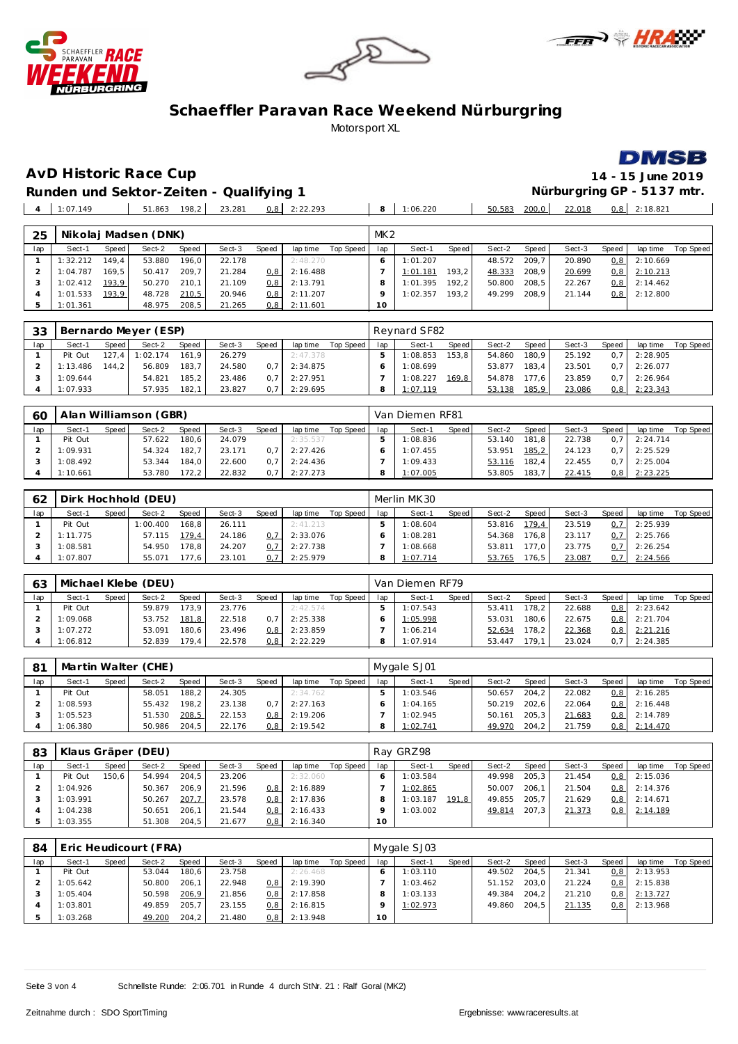# Schaeffler Paravan Race Weekend Nürburgring

Motorsport XL

## AvD Historic Race Cup

**14 - 15 June 2019**

### Runden und Sektor-Zeiten - Qualifying 1

**Nürburgring GP - 5137 mtr.**

| 4 | 1:07.149 | | 51.863 | 198,2 | 23.281 | 0,8 | 2:22.293 | | 8 | 1:06.220 | | 50.583 | 200,0 | 22.018 | 0,8 | 2:18.821 | |
|---|---|---|---|---|---|---|---|---|---|---|---|---|---|---|---|---|---|

**25 Nikolaj Madsen (DNK)** — MK2

| lap | Sect-1 | Speed | Sect-2 | Speed | Sect-3 | Speed | lap time | Top Speed | lap | Sect-1 | Speed | Sect-2 | Speed | Sect-3 | Speed | lap time | Top Speed |
|---|---|---|---|---|---|---|---|---|---|---|---|---|---|---|---|---|---|
| 1 | 1:32.212 | 149,4 | 53.880 | 196,0 | 22.178 | | 2:48.270 | | 6 | 1:01.207 | | 48.572 | 209,7 | 20.890 | 0,8 | 2:10.669 | |
| 2 | 1:04.787 | 169,5 | 50.417 | 209,7 | 21.284 | 0,8 | 2:16.488 | | 7 | 1:01.181 | 193,2 | 48.333 | 208,9 | 20.699 | 0,8 | 2:10.213 | |
| 3 | 1:02.412 | 193,9 | 50.270 | 210,1 | 21.109 | 0,8 | 2:13.791 | | 8 | 1:01.395 | 192,2 | 50.800 | 208,5 | 22.267 | 0,8 | 2:14.462 | |
| 4 | 1:01.533 | 193,9 | 48.728 | 210,5 | 20.946 | 0,8 | 2:11.207 | | 9 | 1:02.357 | 193,2 | 49.299 | 208,9 | 21.144 | 0,8 | 2:12.800 | |
| 5 | 1:01.361 | | 48.975 | 208,5 | 21.265 | 0,8 | 2:11.601 | | 10 | | | | | | | | |

**33 Bernardo Meyer (ESP)** — Reynard SF82

| lap | Sect-1 | Speed | Sect-2 | Speed | Sect-3 | Speed | lap time | Top Speed | lap | Sect-1 | Speed | Sect-2 | Speed | Sect-3 | Speed | lap time | Top Speed |
|---|---|---|---|---|---|---|---|---|---|---|---|---|---|---|---|---|---|
| 1 | Pit Out | 127,4 | 1:02.174 | 161,9 | 26.279 | | 2:47.378 | | 5 | 1:08.853 | 153,8 | 54.860 | 180,9 | 25.192 | 0,7 | 2:28.905 | |
| 2 | 1:13.486 | 144,2 | 56.809 | 183,7 | 24.580 | 0,7 | 2:34.875 | | 6 | 1:08.699 | | 53.877 | 183,4 | 23.501 | 0,7 | 2:26.077 | |
| 3 | 1:09.644 | | 54.821 | 185,2 | 23.486 | 0,7 | 2:27.951 | | 7 | 1:08.227 | 169,8 | 54.878 | 177,6 | 23.859 | 0,7 | 2:26.964 | |
| 4 | 1:07.933 | | 57.935 | 182,1 | 23.827 | 0,7 | 2:29.695 | | 8 | 1:07.119 | | 53.138 | 185,9 | 23.086 | 0,8 | 2:23.343 | |

**60 Alan Williamson (GBR)** — Van Diemen RF81

| lap | Sect-1 | Speed | Sect-2 | Speed | Sect-3 | Speed | lap time | Top Speed | lap | Sect-1 | Speed | Sect-2 | Speed | Sect-3 | Speed | lap time | Top Speed |
|---|---|---|---|---|---|---|---|---|---|---|---|---|---|---|---|---|---|
| 1 | Pit Out | | 57.622 | 180,6 | 24.079 | | 2:35.537 | | 5 | 1:08.836 | | 53.140 | 181,8 | 22.738 | 0,7 | 2:24.714 | |
| 2 | 1:09.931 | | 54.324 | 182,7 | 23.171 | 0,7 | 2:27.426 | | 6 | 1:07.455 | | 53.951 | 185,2 | 24.123 | 0,7 | 2:25.529 | |
| 3 | 1:08.492 | | 53.344 | 184,0 | 22.600 | 0,7 | 2:24.436 | | 7 | 1:09.433 | | 53.116 | 182,4 | 22.455 | 0,7 | 2:25.004 | |
| 4 | 1:10.661 | | 53.780 | 172,2 | 22.832 | 0,7 | 2:27.273 | | 8 | 1:07.005 | | 53.805 | 183,7 | 22.415 | 0,8 | 2:23.225 | |

**62 Dirk Hochhold (DEU)** — Merlin MK30

| lap | Sect-1 | Speed | Sect-2 | Speed | Sect-3 | Speed | lap time | Top Speed | lap | Sect-1 | Speed | Sect-2 | Speed | Sect-3 | Speed | lap time | Top Speed |
|---|---|---|---|---|---|---|---|---|---|---|---|---|---|---|---|---|---|
| 1 | Pit Out | | 1:00.400 | 168,8 | 26.111 | | 2:41.213 | | 5 | 1:08.604 | | 53.816 | 179,4 | 23.519 | 0,7 | 2:25.939 | |
| 2 | 1:11.775 | | 57.115 | 179,4 | 24.186 | 0,7 | 2:33.076 | | 6 | 1:08.281 | | 54.368 | 176,8 | 23.117 | 0,7 | 2:25.766 | |
| 3 | 1:08.581 | | 54.950 | 178,8 | 24.207 | 0,7 | 2:27.738 | | 7 | 1:08.668 | | 53.811 | 177,0 | 23.775 | 0,7 | 2:26.254 | |
| 4 | 1:07.807 | | 55.071 | 177,6 | 23.101 | 0,7 | 2:25.979 | | 8 | 1:07.714 | | 53.765 | 176,5 | 23.087 | 0,7 | 2:24.566 | |

**63 Michael Klebe (DEU)** — Van Diemen RF79

| lap | Sect-1 | Speed | Sect-2 | Speed | Sect-3 | Speed | lap time | Top Speed | lap | Sect-1 | Speed | Sect-2 | Speed | Sect-3 | Speed | lap time | Top Speed |
|---|---|---|---|---|---|---|---|---|---|---|---|---|---|---|---|---|---|
| 1 | Pit Out | | 59.879 | 173,9 | 23.776 | | 2:42.574 | | 5 | 1:07.543 | | 53.411 | 178,2 | 22.688 | 0,8 | 2:23.642 | |
| 2 | 1:09.068 | | 53.752 | 181,8 | 22.518 | 0,7 | 2:25.338 | | 6 | 1:05.998 | | 53.031 | 180,6 | 22.675 | 0,8 | 2:21.704 | |
| 3 | 1:07.272 | | 53.091 | 180,6 | 23.496 | 0,8 | 2:23.859 | | 7 | 1:06.214 | | 52.634 | 178,2 | 22.368 | 0,8 | 2:21.216 | |
| 4 | 1:06.812 | | 52.839 | 179,4 | 22.578 | 0,8 | 2:22.229 | | 8 | 1:07.914 | | 53.447 | 179,1 | 23.024 | 0,7 | 2:24.385 | |

**81 Martin Walter (CHE)** — Mygale SJ01

| lap | Sect-1 | Speed | Sect-2 | Speed | Sect-3 | Speed | lap time | Top Speed | lap | Sect-1 | Speed | Sect-2 | Speed | Sect-3 | Speed | lap time | Top Speed |
|---|---|---|---|---|---|---|---|---|---|---|---|---|---|---|---|---|---|
| 1 | Pit Out | | 58.051 | 188,2 | 24.305 | | 2:34.762 | | 5 | 1:03.546 | | 50.657 | 204,2 | 22.082 | 0,8 | 2:16.285 | |
| 2 | 1:08.593 | | 55.432 | 198,2 | 23.138 | 0,7 | 2:27.163 | | 6 | 1:04.165 | | 50.219 | 202,6 | 22.064 | 0,8 | 2:16.448 | |
| 3 | 1:05.523 | | 51.530 | 208,5 | 22.153 | 0,8 | 2:19.206 | | 7 | 1:02.945 | | 50.161 | 205,3 | 21.683 | 0,8 | 2:14.789 | |
| 4 | 1:06.380 | | 50.986 | 204,5 | 22.176 | 0,8 | 2:19.542 | | 8 | 1:02.741 | | 49.970 | 204,2 | 21.759 | 0,8 | 2:14.470 | |

**83 Klaus Gräper (DEU)** — Ray GRZ98

| lap | Sect-1 | Speed | Sect-2 | Speed | Sect-3 | Speed | lap time | Top Speed | lap | Sect-1 | Speed | Sect-2 | Speed | Sect-3 | Speed | lap time | Top Speed |
|---|---|---|---|---|---|---|---|---|---|---|---|---|---|---|---|---|---|
| 1 | Pit Out | 150,6 | 54.994 | 204,5 | 23.206 | | 2:32.060 | | 6 | 1:03.584 | | 49.998 | 205,3 | 21.454 | 0,8 | 2:15.036 | |
| 2 | 1:04.926 | | 50.367 | 206,9 | 21.596 | 0,8 | 2:16.889 | | 7 | 1:02.865 | | 50.007 | 206,1 | 21.504 | 0,8 | 2:14.376 | |
| 3 | 1:03.991 | | 50.267 | 207,7 | 23.578 | 0,8 | 2:17.836 | | 8 | 1:03.187 | 191,8 | 49.855 | 205,7 | 21.629 | 0,8 | 2:14.671 | |
| 4 | 1:04.238 | | 50.651 | 206,1 | 21.544 | 0,8 | 2:16.433 | | 9 | 1:03.002 | | 49.814 | 207,3 | 21.373 | 0,8 | 2:14.189 | |
| 5 | 1:03.355 | | 51.308 | 204,5 | 21.677 | 0,8 | 2:16.340 | | 10 | | | | | | | | |

**84 Eric Heudicourt (FRA)** — Mygale SJ03

| lap | Sect-1 | Speed | Sect-2 | Speed | Sect-3 | Speed | lap time | Top Speed | lap | Sect-1 | Speed | Sect-2 | Speed | Sect-3 | Speed | lap time | Top Speed |
|---|---|---|---|---|---|---|---|---|---|---|---|---|---|---|---|---|---|
| 1 | Pit Out | | 53.044 | 180,6 | 23.758 | | 2:26.468 | | 6 | 1:03.110 | | 49.502 | 204,5 | 21.341 | 0,8 | 2:13.953 | |
| 2 | 1:05.642 | | 50.800 | 206,1 | 22.948 | 0,8 | 2:19.390 | | 7 | 1:03.462 | | 51.152 | 203,0 | 21.224 | 0,8 | 2:15.838 | |
| 3 | 1:05.404 | | 50.598 | 206,9 | 21.856 | 0,8 | 2:17.858 | | 8 | 1:03.133 | | 49.384 | 204,2 | 21.210 | 0,8 | 2:13.727 | |
| 4 | 1:03.801 | | 49.859 | 205,7 | 23.155 | 0,8 | 2:16.815 | | 9 | 1:02.973 | | 49.860 | 204,5 | 21.135 | 0,8 | 2:13.968 | |
| 5 | 1:03.268 | | 49.200 | 204,2 | 21.480 | 0,8 | 2:13.948 | | 10 | | | | | | | | |

Schnellste Runde: 2:06.701 in Runde 4 durch StNr. 21 : Ralf Goral (MK2)

Zeitnahme durch : SDO SportTiming

Ergebnisse: www.raceresults.at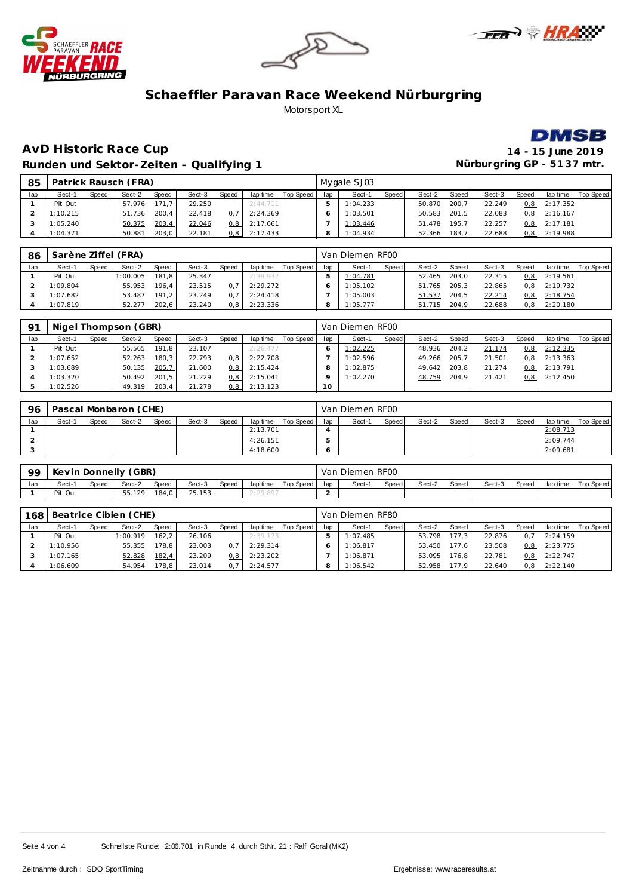# Schaeffler Paravan Race Weekend Nürburgring

Motorsport XL

## AvD Historic Race Cup

**14 - 15 June 2019**

### Runden und Sektor-Zeiten - Qualifying 1

**Nürburgring GP - 5137 mtr.**

| 85 | Patrick Rausch (FRA) | | | | | | | | | Mygale SJ03 | | | | | | | | |
|---|---|---|---|---|---|---|---|---|---|---|---|---|---|---|---|---|---|---|
| lap | Sect-1 | Speed | Sect-2 | Speed | Sect-3 | Speed | lap time | Top Speed | lap | Sect-1 | Speed | Sect-2 | Speed | Sect-3 | Speed | lap time | Top Speed |
| 1 | Pit Out | | 57.976 | 171,7 | 29.250 | | 2:44.711 | | 5 | 1:04.233 | | 50.870 | 200,7 | 22.249 | 0,8 | 2:17.352 | |
| 2 | 1:10.215 | | 51.736 | 200,4 | 22.418 | 0,7 | 2:24.369 | | 6 | 1:03.501 | | 50.583 | 201,5 | 22.083 | 0,8 | 2:16.167 | |
| 3 | 1:05.240 | | 50.375 | 203,4 | 22.046 | 0,8 | 2:17.661 | | 7 | 1:03.446 | | 51.478 | 195,7 | 22.257 | 0,8 | 2:17.181 | |
| 4 | 1:04.371 | | 50.881 | 203,0 | 22.181 | 0,8 | 2:17.433 | | 8 | 1:04.934 | | 52.366 | 183,7 | 22.688 | 0,8 | 2:19.988 | |

| 86 | Sarène Ziffel (FRA) | | | | | | | | | Van Diemen RF00 | | | | | | | | |
|---|---|---|---|---|---|---|---|---|---|---|---|---|---|---|---|---|---|---|
| lap | Sect-1 | Speed | Sect-2 | Speed | Sect-3 | Speed | lap time | Top Speed | lap | Sect-1 | Speed | Sect-2 | Speed | Sect-3 | Speed | lap time | Top Speed |
| 1 | Pit Out | | 1:00.005 | 181,8 | 25.347 | | 2:39.932 | | 5 | 1:04.781 | | 52.465 | 203,0 | 22.315 | 0,8 | 2:19.561 | |
| 2 | 1:09.804 | | 55.953 | 196,4 | 23.515 | 0,7 | 2:29.272 | | 6 | 1:05.102 | | 51.765 | 205,3 | 22.865 | 0,8 | 2:19.732 | |
| 3 | 1:07.682 | | 53.487 | 191,2 | 23.249 | 0,7 | 2:24.418 | | 7 | 1:05.003 | | 51.537 | 204,5 | 22.214 | 0,8 | 2:18.754 | |
| 4 | 1:07.819 | | 52.277 | 202,6 | 23.240 | 0,8 | 2:23.336 | | 8 | 1:05.777 | | 51.715 | 204,9 | 22.688 | 0,8 | 2:20.180 | |

| 91 | Nigel Thompson (GBR) | | | | | | | | | Van Diemen RF00 | | | | | | | | |
|---|---|---|---|---|---|---|---|---|---|---|---|---|---|---|---|---|---|---|
| lap | Sect-1 | Speed | Sect-2 | Speed | Sect-3 | Speed | lap time | Top Speed | lap | Sect-1 | Speed | Sect-2 | Speed | Sect-3 | Speed | lap time | Top Speed |
| 1 | Pit Out | | 55.565 | 191,8 | 23.107 | | 2:26.477 | | 6 | 1:02.225 | | 48.936 | 204,2 | 21.174 | 0,8 | 2:12.335 | |
| 2 | 1:07.652 | | 52.263 | 180,3 | 22.793 | 0,8 | 2:22.708 | | 7 | 1:02.596 | | 49.266 | 205,7 | 21.501 | 0,8 | 2:13.363 | |
| 3 | 1:03.689 | | 50.135 | 205,7 | 21.600 | 0,8 | 2:15.424 | | 8 | 1:02.875 | | 49.642 | 203,8 | 21.274 | 0,8 | 2:13.791 | |
| 4 | 1:03.320 | | 50.492 | 201,5 | 21.229 | 0,8 | 2:15.041 | | 9 | 1:02.270 | | 48.759 | 204,9 | 21.421 | 0,8 | 2:12.450 | |
| 5 | 1:02.526 | | 49.319 | 203,4 | 21.278 | 0,8 | 2:13.123 | | 10 | | | | | | | | |

| 96 | Pascal Monbaron (CHE) | | | | | | | | | Van Diemen RF00 | | | | | | | | |
|---|---|---|---|---|---|---|---|---|---|---|---|---|---|---|---|---|---|---|
| lap | Sect-1 | Speed | Sect-2 | Speed | Sect-3 | Speed | lap time | Top Speed | lap | Sect-1 | Speed | Sect-2 | Speed | Sect-3 | Speed | lap time | Top Speed |
| 1 | | | | | | | 2:13.701 | | 4 | | | | | | | 2:08.713 | |
| 2 | | | | | | | 4:26.151 | | 5 | | | | | | | 2:09.744 | |
| 3 | | | | | | | 4:18.600 | | 6 | | | | | | | 2:09.681 | |

| 99 | Kevin Donnelly (GBR) | | | | | | | | | Van Diemen RF00 | | | | | | | | |
|---|---|---|---|---|---|---|---|---|---|---|---|---|---|---|---|---|---|---|
| lap | Sect-1 | Speed | Sect-2 | Speed | Sect-3 | Speed | lap time | Top Speed | lap | Sect-1 | Speed | Sect-2 | Speed | Sect-3 | Speed | lap time | Top Speed |
| 1 | Pit Out | | 55.129 | 184,0 | 25.153 | | 2:29.897 | | 2 | | | | | | | | |

| 168 | Beatrice Cibien (CHE) | | | | | | | | | Van Diemen RF80 | | | | | | | | |
|---|---|---|---|---|---|---|---|---|---|---|---|---|---|---|---|---|---|---|
| lap | Sect-1 | Speed | Sect-2 | Speed | Sect-3 | Speed | lap time | Top Speed | lap | Sect-1 | Speed | Sect-2 | Speed | Sect-3 | Speed | lap time | Top Speed |
| 1 | Pit Out | | 1:00.919 | 162,2 | 26.106 | | 2:39.173 | | 5 | 1:07.485 | | 53.798 | 177,3 | 22.876 | 0,7 | 2:24.159 | |
| 2 | 1:10.956 | | 55.355 | 178,8 | 23.003 | 0,7 | 2:29.314 | | 6 | 1:06.817 | | 53.450 | 177,6 | 23.508 | 0,8 | 2:23.775 | |
| 3 | 1:07.165 | | 52.828 | 182,4 | 23.209 | 0,8 | 2:23.202 | | 7 | 1:06.871 | | 53.095 | 176,8 | 22.781 | 0,8 | 2:22.747 | |
| 4 | 1:06.609 | | 54.954 | 178,8 | 23.014 | 0,7 | 2:24.577 | | 8 | 1:06.542 | | 52.958 | 177,9 | 22.640 | 0,8 | 2:22.140 | |

Schnellste Runde: 2:06.701 in Runde 4 durch StNr. 21 : Ralf Goral (MK2)

Zeitnahme durch : SDO SportTiming

Ergebnisse: www.raceresults.at